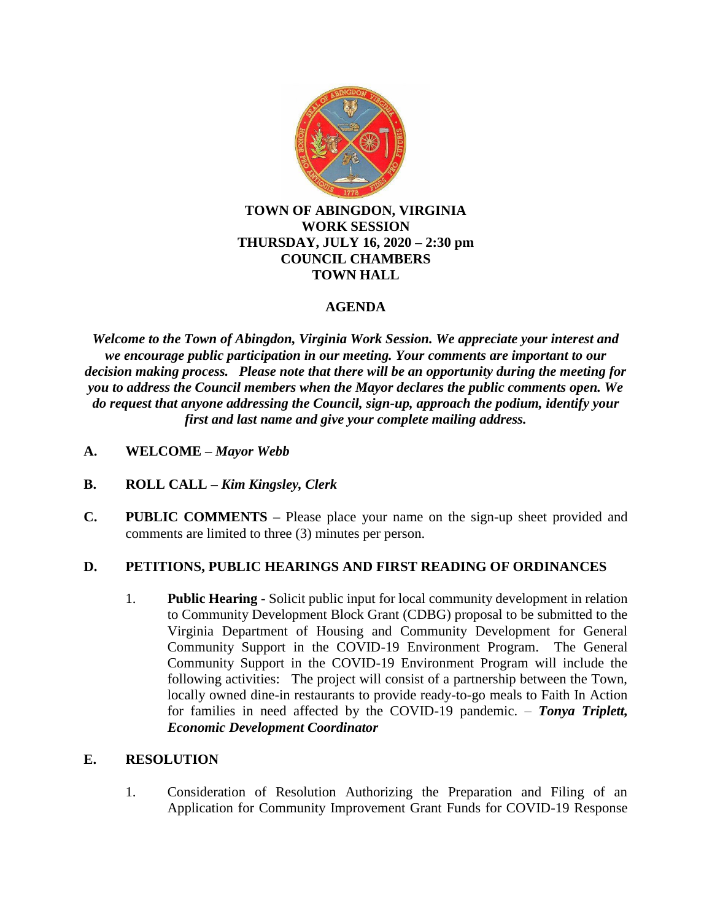**TOWN OF ABINGDON, VIRGINIA**
**WORK SESSION**
**THURSDAY, JULY 16, 2020 – 2:30 pm**
**COUNCIL CHAMBERS**
**TOWN HALL**

# AGENDA

***Welcome to the Town of Abingdon, Virginia Work Session. We appreciate your interest and we encourage public participation in our meeting. Your comments are important to our decision making process. Please note that there will be an opportunity during the meeting for you to address the Council members when the Mayor declares the public comments open. We do request that anyone addressing the Council, sign-up, approach the podium, identify your first and last name and give your complete mailing address.***

**A. WELCOME –** ***Mayor Webb***

**B. ROLL CALL –** ***Kim Kingsley, Clerk***

**C. PUBLIC COMMENTS –** Please place your name on the sign-up sheet provided and comments are limited to three (3) minutes per person.

**D. PETITIONS, PUBLIC HEARINGS AND FIRST READING OF ORDINANCES**

1. **Public Hearing** - Solicit public input for local community development in relation to Community Development Block Grant (CDBG) proposal to be submitted to the Virginia Department of Housing and Community Development for General Community Support in the COVID-19 Environment Program. The General Community Support in the COVID-19 Environment Program will include the following activities: The project will consist of a partnership between the Town, locally owned dine-in restaurants to provide ready-to-go meals to Faith In Action for families in need affected by the COVID-19 pandemic. – ***Tonya Triplett, Economic Development Coordinator***

**E. RESOLUTION**

1. Consideration of Resolution Authorizing the Preparation and Filing of an Application for Community Improvement Grant Funds for COVID-19 Response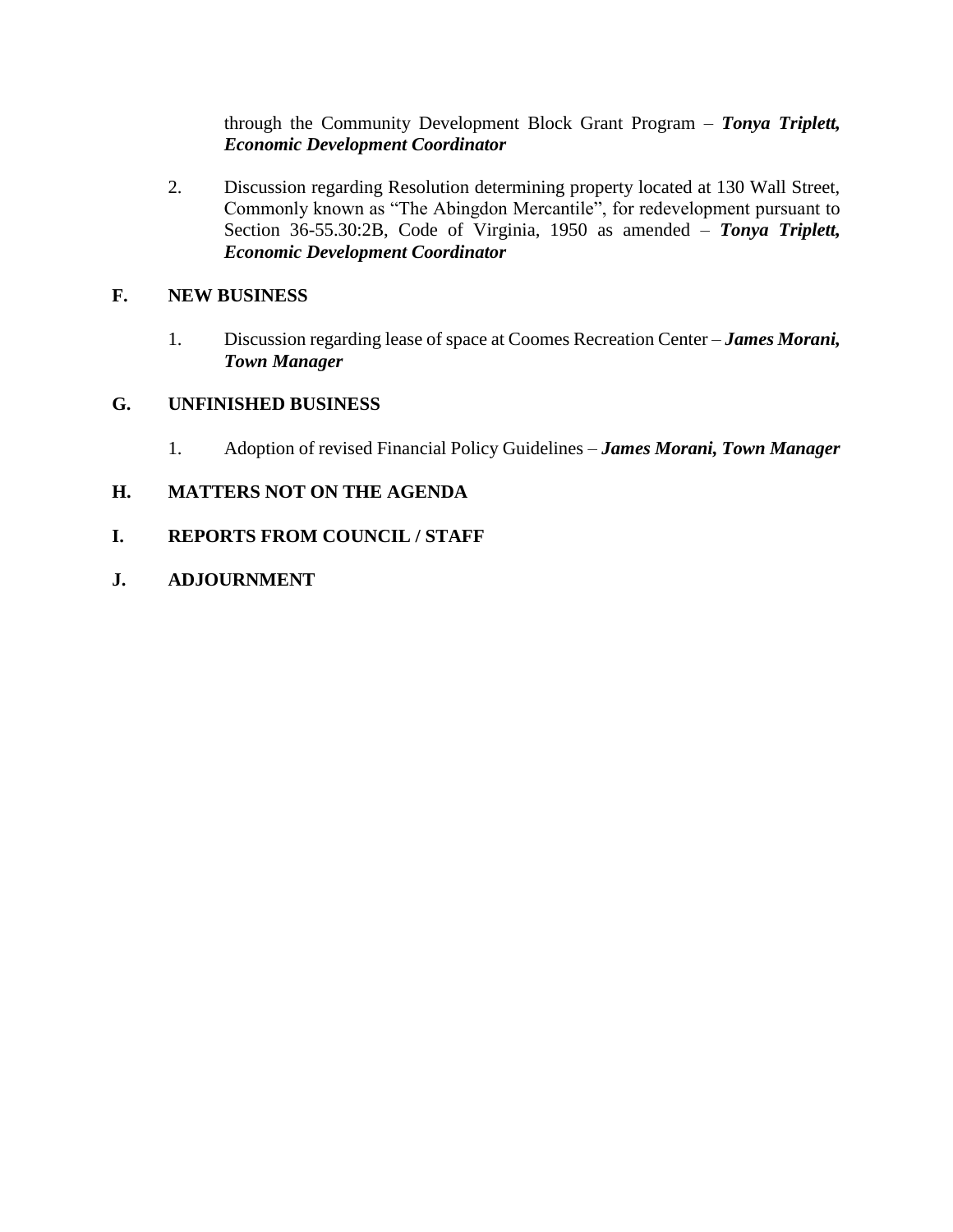through the Community Development Block Grant Program – ***Tonya Triplett, Economic Development Coordinator***

2. Discussion regarding Resolution determining property located at 130 Wall Street, Commonly known as "The Abingdon Mercantile", for redevelopment pursuant to Section 36-55.30:2B, Code of Virginia, 1950 as amended – ***Tonya Triplett, Economic Development Coordinator***

**F. NEW BUSINESS**

1. Discussion regarding lease of space at Coomes Recreation Center – ***James Morani, Town Manager***

**G. UNFINISHED BUSINESS**

1. Adoption of revised Financial Policy Guidelines – ***James Morani, Town Manager***

**H. MATTERS NOT ON THE AGENDA**

**I. REPORTS FROM COUNCIL / STAFF**

**J. ADJOURNMENT**